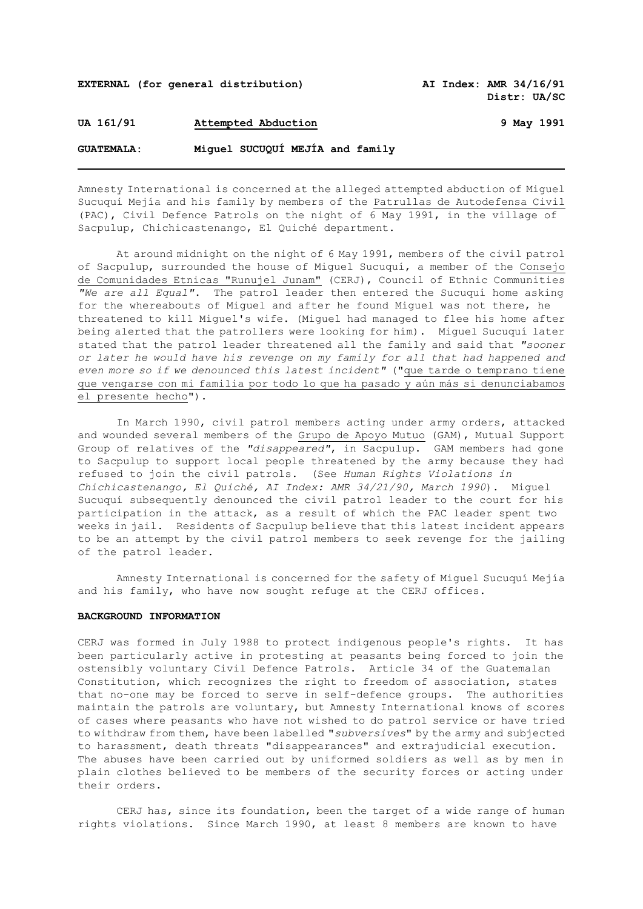**EXTERNAL (for general distribution)** **AI Index: AMR 34/16/91**
**Distr: UA/SC**

**UA 161/91** **Attempted Abduction** **9 May 1991**

**GUATEMALA:** **Miguel SUCUQUÍ MEJÍA and family**

Amnesty International is concerned at the alleged attempted abduction of Miguel Sucuquí Mejía and his family by members of the Patrullas de Autodefensa Civil (PAC), Civil Defence Patrols on the night of 6 May 1991, in the village of Sacpulup, Chichicastenango, El Quiché department.

At around midnight on the night of 6 May 1991, members of the civil patrol of Sacpulup, surrounded the house of Miguel Sucuquí, a member of the Consejo de Comunidades Etnicas "Runujel Junam" (CERJ), Council of Ethnic Communities *"We are all Equal"*. The patrol leader then entered the Sucuquí home asking for the whereabouts of Miguel and after he found Miguel was not there, he threatened to kill Miguel's wife. (Miguel had managed to flee his home after being alerted that the patrollers were looking for him). Miguel Sucuquí later stated that the patrol leader threatened all the family and said that *"sooner or later he would have his revenge on my family for all that had happened and even more so if we denounced this latest incident"* ("que tarde o temprano tiene que vengarse con mi familia por todo lo que ha pasado y aún más si denunciabamos el presente hecho").

In March 1990, civil patrol members acting under army orders, attacked and wounded several members of the Grupo de Apoyo Mutuo (GAM), Mutual Support Group of relatives of the *"disappeared"*, in Sacpulup. GAM members had gone to Sacpulup to support local people threatened by the army because they had refused to join the civil patrols. (See *Human Rights Violations in Chichicastenango, El Quiché, AI Index: AMR 34/21/90, March 1990*). Miguel Sucuquí subsequently denounced the civil patrol leader to the court for his participation in the attack, as a result of which the PAC leader spent two weeks in jail. Residents of Sacpulup believe that this latest incident appears to be an attempt by the civil patrol members to seek revenge for the jailing of the patrol leader.

Amnesty International is concerned for the safety of Miguel Sucuquí Mejía and his family, who have now sought refuge at the CERJ offices.

**BACKGROUND INFORMATION**

CERJ was formed in July 1988 to protect indigenous people's rights. It has been particularly active in protesting at peasants being forced to join the ostensibly voluntary Civil Defence Patrols. Article 34 of the Guatemalan Constitution, which recognizes the right to freedom of association, states that no-one may be forced to serve in self-defence groups. The authorities maintain the patrols are voluntary, but Amnesty International knows of scores of cases where peasants who have not wished to do patrol service or have tried to withdraw from them, have been labelled "*subversives*" by the army and subjected to harassment, death threats "disappearances" and extrajudicial execution. The abuses have been carried out by uniformed soldiers as well as by men in plain clothes believed to be members of the security forces or acting under their orders.

CERJ has, since its foundation, been the target of a wide range of human rights violations. Since March 1990, at least 8 members are known to have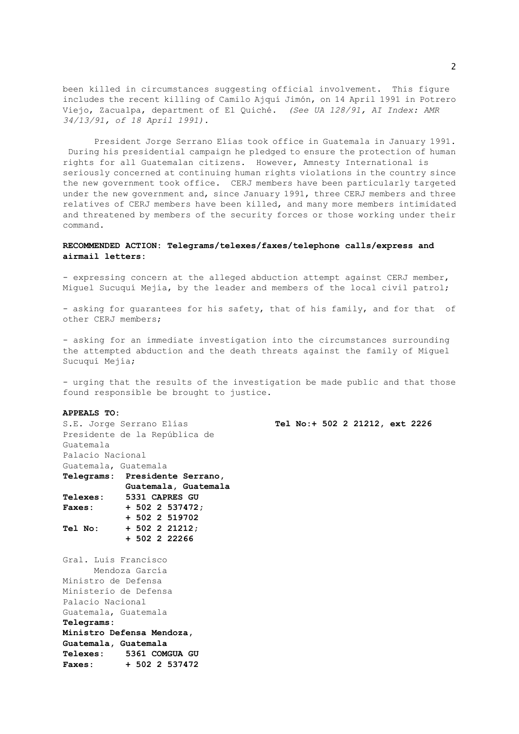been killed in circumstances suggesting official involvement. This figure includes the recent killing of Camilo Ajquí Jimón, on 14 April 1991 in Potrero Viejo, Zacualpa, department of El Quiché. *(See UA 128/91, AI Index: AMR 34/13/91, of 18 April 1991).*

President Jorge Serrano Elías took office in Guatemala in January 1991. During his presidential campaign he pledged to ensure the protection of human rights for all Guatemalan citizens. However, Amnesty International is seriously concerned at continuing human rights violations in the country since the new government took office. CERJ members have been particularly targeted under the new government and, since January 1991, three CERJ members and three relatives of CERJ members have been killed, and many more members intimidated and threatened by members of the security forces or those working under their command.

**RECOMMENDED ACTION: Telegrams/telexes/faxes/telephone calls/express and airmail letters:**

- expressing concern at the alleged abduction attempt against CERJ member, Miguel Sucuquí Mejía, by the leader and members of the local civil patrol;

- asking for guarantees for his safety, that of his family, and for that of other CERJ members;

- asking for an immediate investigation into the circumstances surrounding the attempted abduction and the death threats against the family of Miguel Sucuquí Mejía;

- urging that the results of the investigation be made public and that those found responsible be brought to justice.

**APPEALS TO:**

S.E. Jorge Serrano Elías **Tel No:+ 502 2 21212, ext 2226**
Presidente de la República de Guatemala
Palacio Nacional
Guatemala, Guatemala
**Telegrams: Presidente Serrano, Guatemala, Guatemala**
**Telexes: 5331 CAPRES GU**
**Faxes: + 502 2 537472; + 502 2 519702**
**Tel No: + 502 2 21212; + 502 2 22266**

Gral. Luis Francisco Mendoza García
Ministro de Defensa
Ministerio de Defensa
Palacio Nacional
Guatemala, Guatemala
**Telegrams:**
**Ministro Defensa Mendoza, Guatemala, Guatemala**
**Telexes: 5361 COMGUA GU**
**Faxes: + 502 2 537472**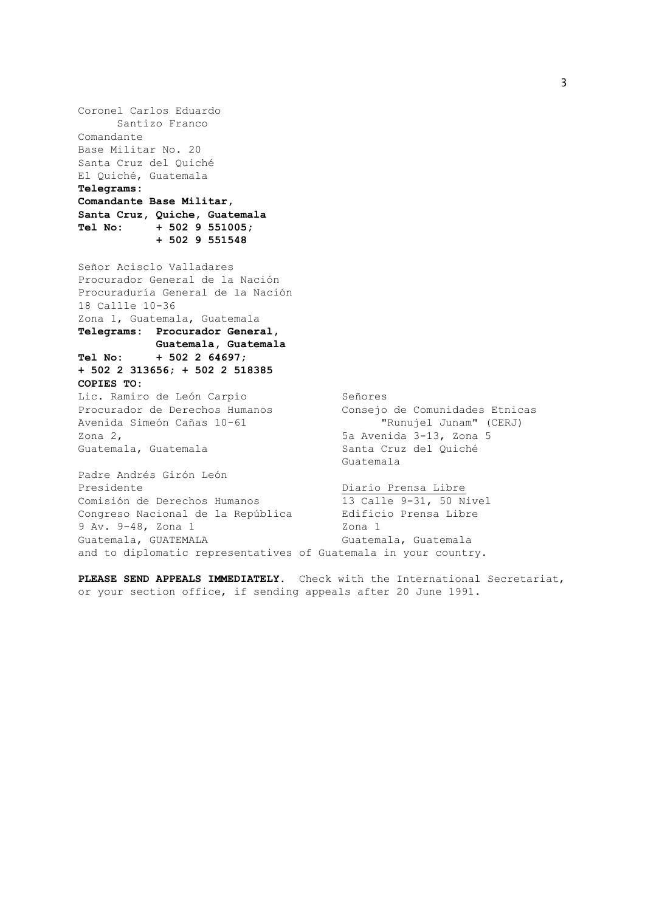Coronel Carlos Eduardo Santizo Franco
Comandante
Base Militar No. 20
Santa Cruz del Quiché
El Quiché, Guatemala
**Telegrams:**
**Comandante Base Militar,**
**Santa Cruz, Quiche, Guatemala**
**Tel No: + 502 9 551005;**
**+ 502 9 551548**

Señor Acisclo Valladares
Procurador General de la Nación
Procuraduría General de la Nación
18 Callle 10-36
Zona 1, Guatemala, Guatemala
**Telegrams: Procurador General,**
**Guatemala, Guatemala**
**Tel No: + 502 2 64697;**
**+ 502 2 313656; + 502 2 518385**

**COPIES TO:**

Lic. Ramiro de León Carpio
Procurador de Derechos Humanos
Avenida Simeón Cañas 10-61
Zona 2,
Guatemala, Guatemala

Padre Andrés Girón León
Presidente
Comisión de Derechos Humanos
Congreso Nacional de la República
9 Av. 9-48, Zona 1
Guatemala, GUATEMALA

Señores
Consejo de Comunidades Etnicas "Runujel Junam" (CERJ)
5a Avenida 3-13, Zona 5
Santa Cruz del Quiché
Guatemala

Diario Prensa Libre
13 Calle 9-31, 50 Nivel
Edificio Prensa Libre
Zona 1
Guatemala, Guatemala

and to diplomatic representatives of Guatemala in your country.

**PLEASE SEND APPEALS IMMEDIATELY.** Check with the International Secretariat, or your section office, if sending appeals after 20 June 1991.